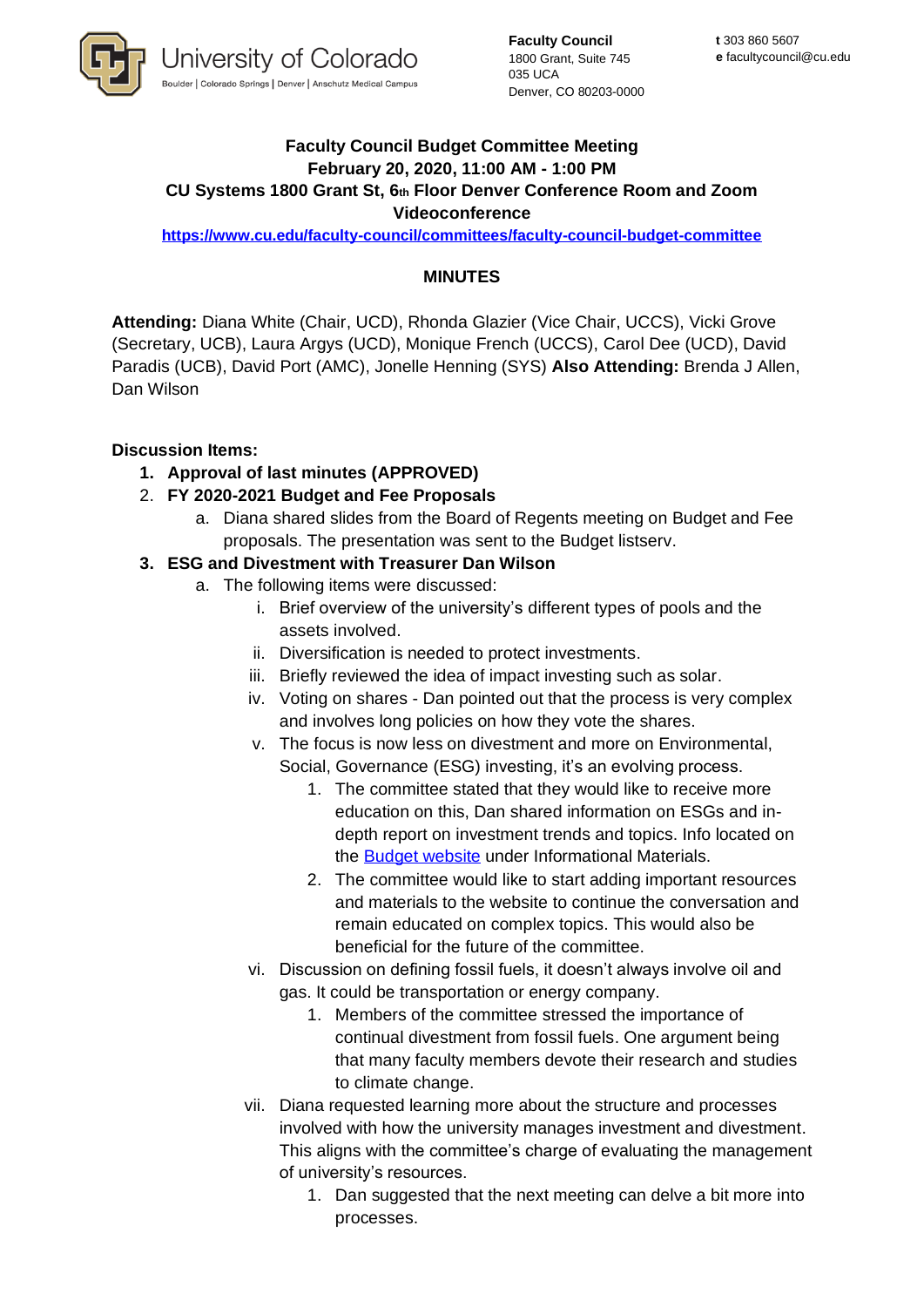University of Colorado
Boulder | Colorado Springs | Denver | Anschutz Medical Campus

**Faculty Council**
1800 Grant, Suite 745
035 UCA
Denver, CO 80203-0000

**t** 303 860 5607
**e** facultycouncil@cu.edu

**Faculty Council Budget Committee Meeting**
**February 20, 2020, 11:00 AM - 1:00 PM**
**CU Systems 1800 Grant St, 6th Floor Denver Conference Room and Zoom Videoconference**
**https://www.cu.edu/faculty-council/committees/faculty-council-budget-committee**

## MINUTES

**Attending:** Diana White (Chair, UCD), Rhonda Glazier (Vice Chair, UCCS), Vicki Grove (Secretary, UCB), Laura Argys (UCD), Monique French (UCCS), Carol Dee (UCD), David Paradis (UCB), David Port (AMC), Jonelle Henning (SYS) **Also Attending:** Brenda J Allen, Dan Wilson

**Discussion Items:**

1. **Approval of last minutes (APPROVED)**
2. **FY 2020-2021 Budget and Fee Proposals**
   a. Diana shared slides from the Board of Regents meeting on Budget and Fee proposals. The presentation was sent to the Budget listserv.
3. **ESG and Divestment with Treasurer Dan Wilson**
   a. The following items were discussed:
      i. Brief overview of the university's different types of pools and the assets involved.
      ii. Diversification is needed to protect investments.
      iii. Briefly reviewed the idea of impact investing such as solar.
      iv. Voting on shares - Dan pointed out that the process is very complex and involves long policies on how they vote the shares.
      v. The focus is now less on divestment and more on Environmental, Social, Governance (ESG) investing, it's an evolving process.
         1. The committee stated that they would like to receive more education on this, Dan shared information on ESGs and in-depth report on investment trends and topics. Info located on the Budget website under Informational Materials.
         2. The committee would like to start adding important resources and materials to the website to continue the conversation and remain educated on complex topics. This would also be beneficial for the future of the committee.
      vi. Discussion on defining fossil fuels, it doesn't always involve oil and gas. It could be transportation or energy company.
         1. Members of the committee stressed the importance of continual divestment from fossil fuels. One argument being that many faculty members devote their research and studies to climate change.
      vii. Diana requested learning more about the structure and processes involved with how the university manages investment and divestment. This aligns with the committee's charge of evaluating the management of university's resources.
         1. Dan suggested that the next meeting can delve a bit more into processes.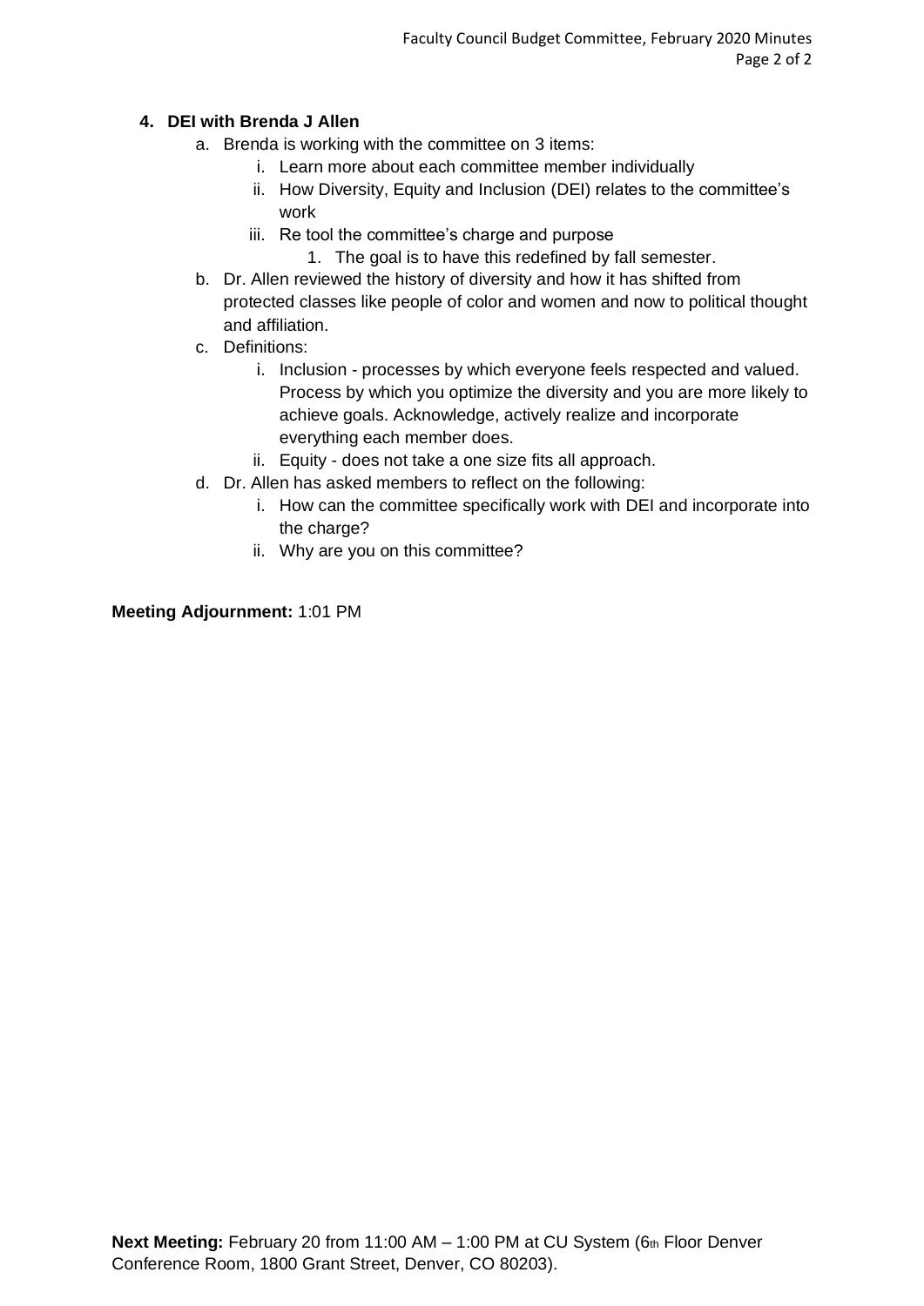4. **DEI with Brenda J Allen**
   a. Brenda is working with the committee on 3 items:
      i. Learn more about each committee member individually
      ii. How Diversity, Equity and Inclusion (DEI) relates to the committee's work
      iii. Re tool the committee's charge and purpose
         1. The goal is to have this redefined by fall semester.
   b. Dr. Allen reviewed the history of diversity and how it has shifted from protected classes like people of color and women and now to political thought and affiliation.
   c. Definitions:
      i. Inclusion - processes by which everyone feels respected and valued. Process by which you optimize the diversity and you are more likely to achieve goals. Acknowledge, actively realize and incorporate everything each member does.
      ii. Equity - does not take a one size fits all approach.
   d. Dr. Allen has asked members to reflect on the following:
      i. How can the committee specifically work with DEI and incorporate into the charge?
      ii. Why are you on this committee?

**Meeting Adjournment:** 1:01 PM

**Next Meeting:** February 20 from 11:00 AM – 1:00 PM at CU System (6th Floor Denver Conference Room, 1800 Grant Street, Denver, CO 80203).